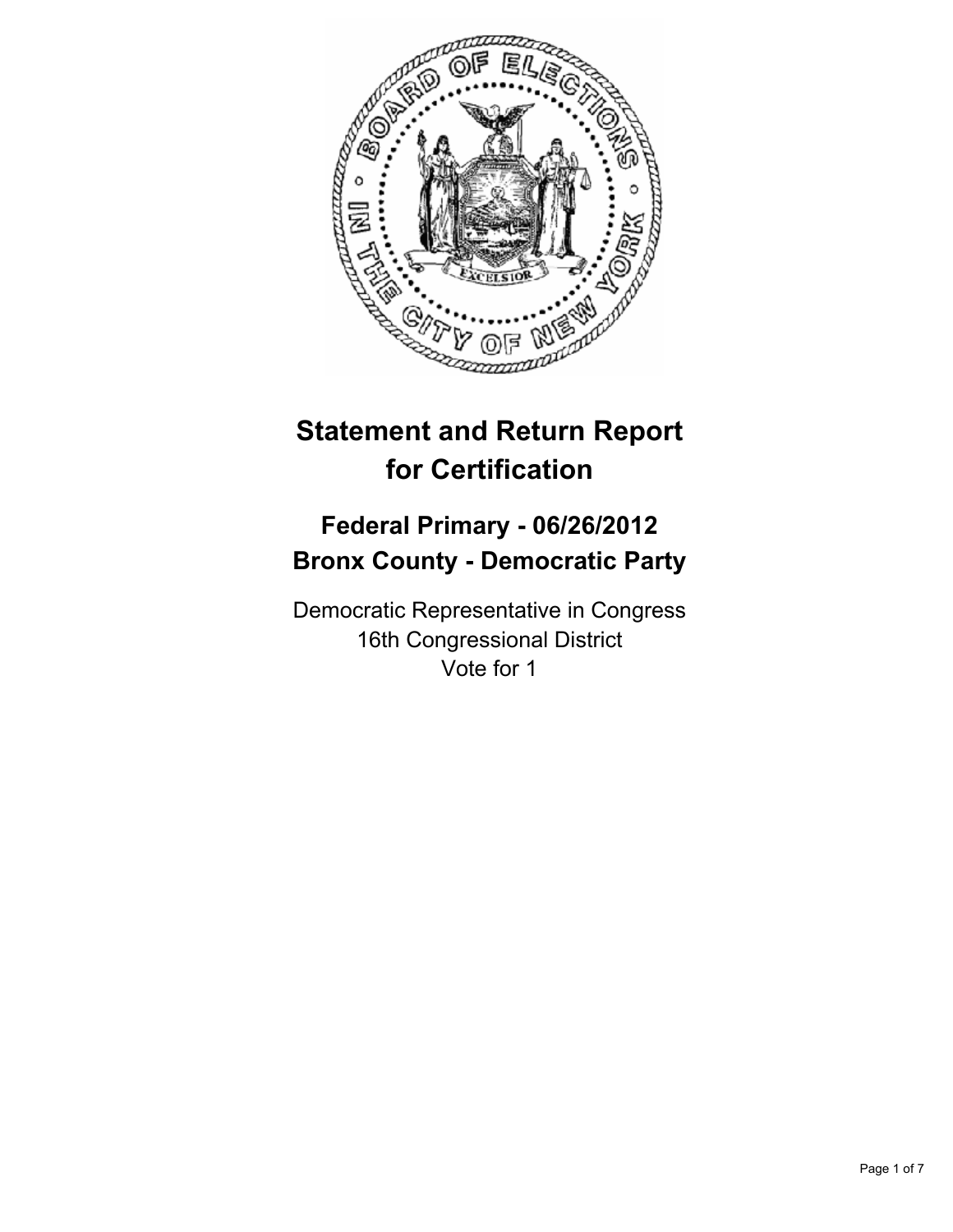# Statement and Return Report for Certification

## Federal Primary - 06/26/2012
## Bronx County - Democratic Party

Democratic Representative in Congress
16th Congressional District
Vote for 1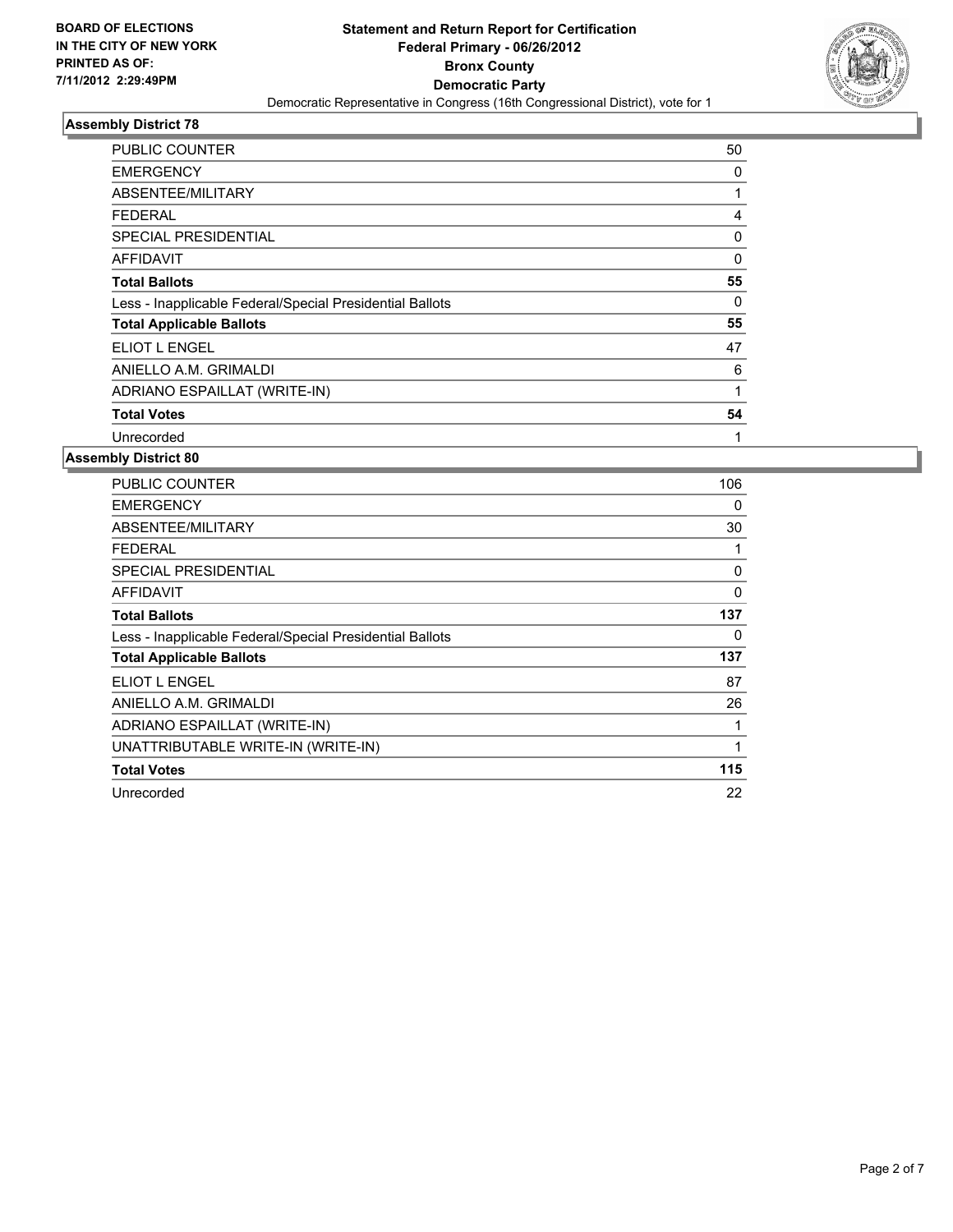**BOARD OF ELECTIONS IN THE CITY OF NEW YORK PRINTED AS OF: 7/11/2012 2:29:49PM**

**Statement and Return Report for Certification**
**Federal Primary - 06/26/2012**
**Bronx County**
**Democratic Party**
Democratic Representative in Congress (16th Congressional District), vote for 1

## Assembly District 78

| | |
|---|---|
| PUBLIC COUNTER | 50 |
| EMERGENCY | 0 |
| ABSENTEE/MILITARY | 1 |
| FEDERAL | 4 |
| SPECIAL PRESIDENTIAL | 0 |
| AFFIDAVIT | 0 |
| **Total Ballots** | **55** |
| Less - Inapplicable Federal/Special Presidential Ballots | 0 |
| **Total Applicable Ballots** | **55** |
| ELIOT L ENGEL | 47 |
| ANIELLO A.M. GRIMALDI | 6 |
| ADRIANO ESPAILLAT (WRITE-IN) | 1 |
| **Total Votes** | **54** |
| Unrecorded | 1 |

## Assembly District 80

| | |
|---|---|
| PUBLIC COUNTER | 106 |
| EMERGENCY | 0 |
| ABSENTEE/MILITARY | 30 |
| FEDERAL | 1 |
| SPECIAL PRESIDENTIAL | 0 |
| AFFIDAVIT | 0 |
| **Total Ballots** | **137** |
| Less - Inapplicable Federal/Special Presidential Ballots | 0 |
| **Total Applicable Ballots** | **137** |
| ELIOT L ENGEL | 87 |
| ANIELLO A.M. GRIMALDI | 26 |
| ADRIANO ESPAILLAT (WRITE-IN) | 1 |
| UNATTRIBUTABLE WRITE-IN (WRITE-IN) | 1 |
| **Total Votes** | **115** |
| Unrecorded | 22 |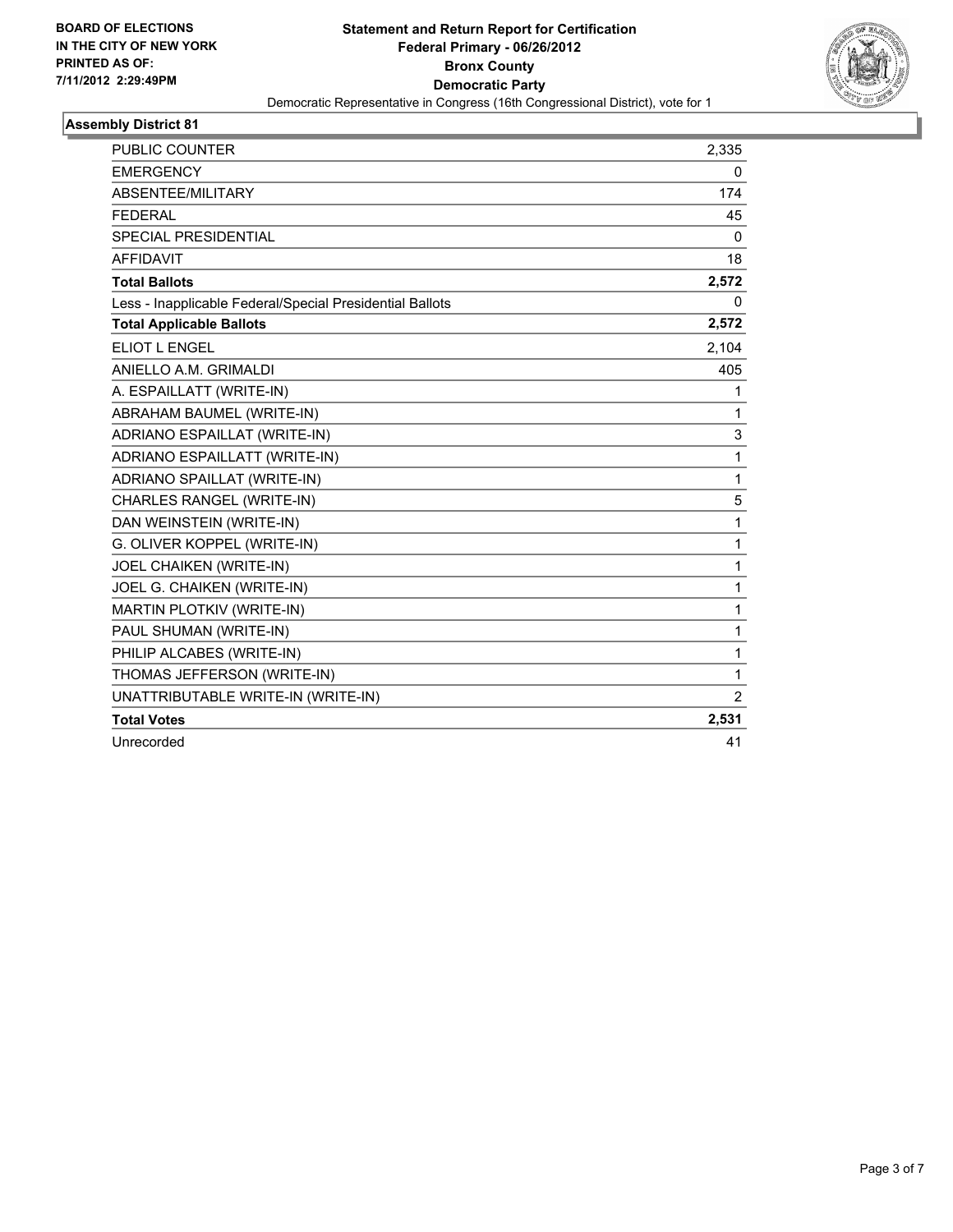**BOARD OF ELECTIONS IN THE CITY OF NEW YORK PRINTED AS OF: 7/11/2012 2:29:49PM**

**Statement and Return Report for Certification**
**Federal Primary - 06/26/2012**
**Bronx County**
**Democratic Party**
Democratic Representative in Congress (16th Congressional District), vote for 1

### Assembly District 81

| | |
|---|---|
| PUBLIC COUNTER | 2,335 |
| EMERGENCY | 0 |
| ABSENTEE/MILITARY | 174 |
| FEDERAL | 45 |
| SPECIAL PRESIDENTIAL | 0 |
| AFFIDAVIT | 18 |
| **Total Ballots** | **2,572** |
| Less - Inapplicable Federal/Special Presidential Ballots | 0 |
| **Total Applicable Ballots** | **2,572** |
| ELIOT L ENGEL | 2,104 |
| ANIELLO A.M. GRIMALDI | 405 |
| A. ESPAILLATT (WRITE-IN) | 1 |
| ABRAHAM BAUMEL (WRITE-IN) | 1 |
| ADRIANO ESPAILLAT (WRITE-IN) | 3 |
| ADRIANO ESPAILLATT (WRITE-IN) | 1 |
| ADRIANO SPAILLAT (WRITE-IN) | 1 |
| CHARLES RANGEL (WRITE-IN) | 5 |
| DAN WEINSTEIN (WRITE-IN) | 1 |
| G. OLIVER KOPPEL (WRITE-IN) | 1 |
| JOEL CHAIKEN (WRITE-IN) | 1 |
| JOEL G. CHAIKEN (WRITE-IN) | 1 |
| MARTIN PLOTKIV (WRITE-IN) | 1 |
| PAUL SHUMAN (WRITE-IN) | 1 |
| PHILIP ALCABES (WRITE-IN) | 1 |
| THOMAS JEFFERSON (WRITE-IN) | 1 |
| UNATTRIBUTABLE WRITE-IN (WRITE-IN) | 2 |
| **Total Votes** | **2,531** |
| Unrecorded | 41 |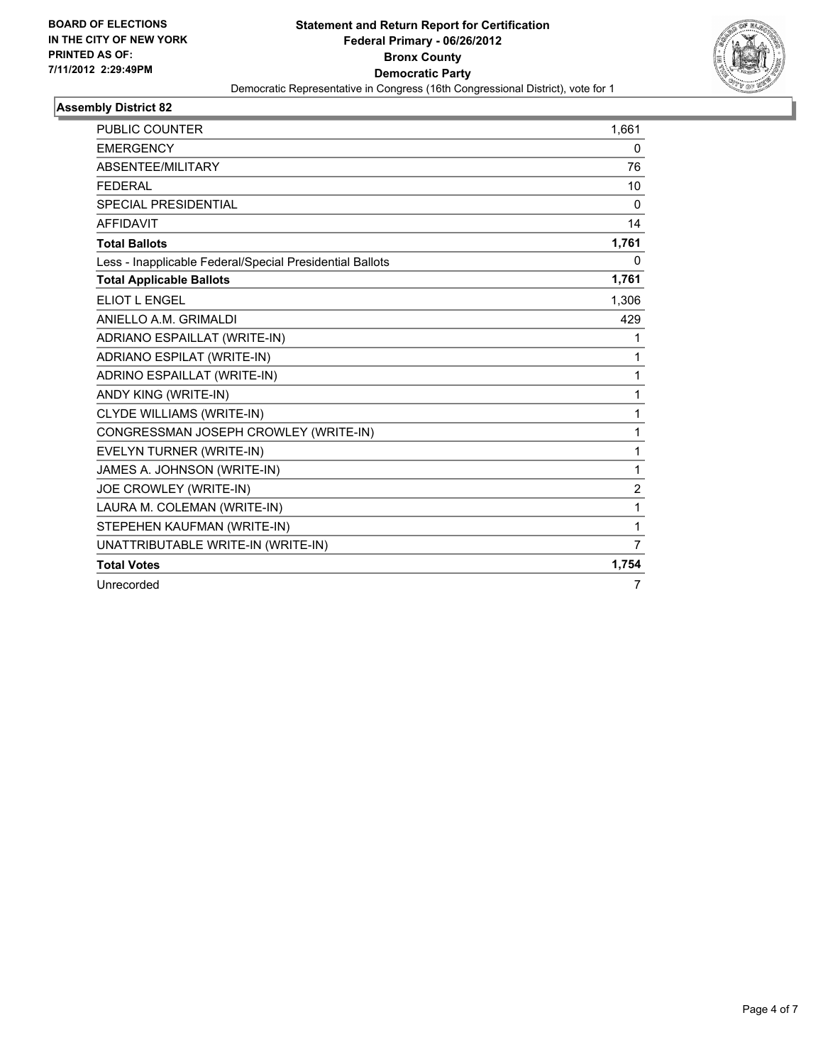BOARD OF ELECTIONS
IN THE CITY OF NEW YORK
PRINTED AS OF:
7/11/2012 2:29:49PM

**Statement and Return Report for Certification**
**Federal Primary - 06/26/2012**
**Bronx County**
**Democratic Party**
Democratic Representative in Congress (16th Congressional District), vote for 1

### Assembly District 82

| | |
|---|---|
| PUBLIC COUNTER | 1,661 |
| EMERGENCY | 0 |
| ABSENTEE/MILITARY | 76 |
| FEDERAL | 10 |
| SPECIAL PRESIDENTIAL | 0 |
| AFFIDAVIT | 14 |
| **Total Ballots** | **1,761** |
| Less - Inapplicable Federal/Special Presidential Ballots | 0 |
| **Total Applicable Ballots** | **1,761** |
| ELIOT L ENGEL | 1,306 |
| ANIELLO A.M. GRIMALDI | 429 |
| ADRIANO ESPAILLAT (WRITE-IN) | 1 |
| ADRIANO ESPILAT (WRITE-IN) | 1 |
| ADRINO ESPAILLAT (WRITE-IN) | 1 |
| ANDY KING (WRITE-IN) | 1 |
| CLYDE WILLIAMS (WRITE-IN) | 1 |
| CONGRESSMAN JOSEPH CROWLEY (WRITE-IN) | 1 |
| EVELYN TURNER (WRITE-IN) | 1 |
| JAMES A. JOHNSON (WRITE-IN) | 1 |
| JOE CROWLEY (WRITE-IN) | 2 |
| LAURA M. COLEMAN (WRITE-IN) | 1 |
| STEPEHEN KAUFMAN (WRITE-IN) | 1 |
| UNATTRIBUTABLE WRITE-IN (WRITE-IN) | 7 |
| **Total Votes** | **1,754** |
| Unrecorded | 7 |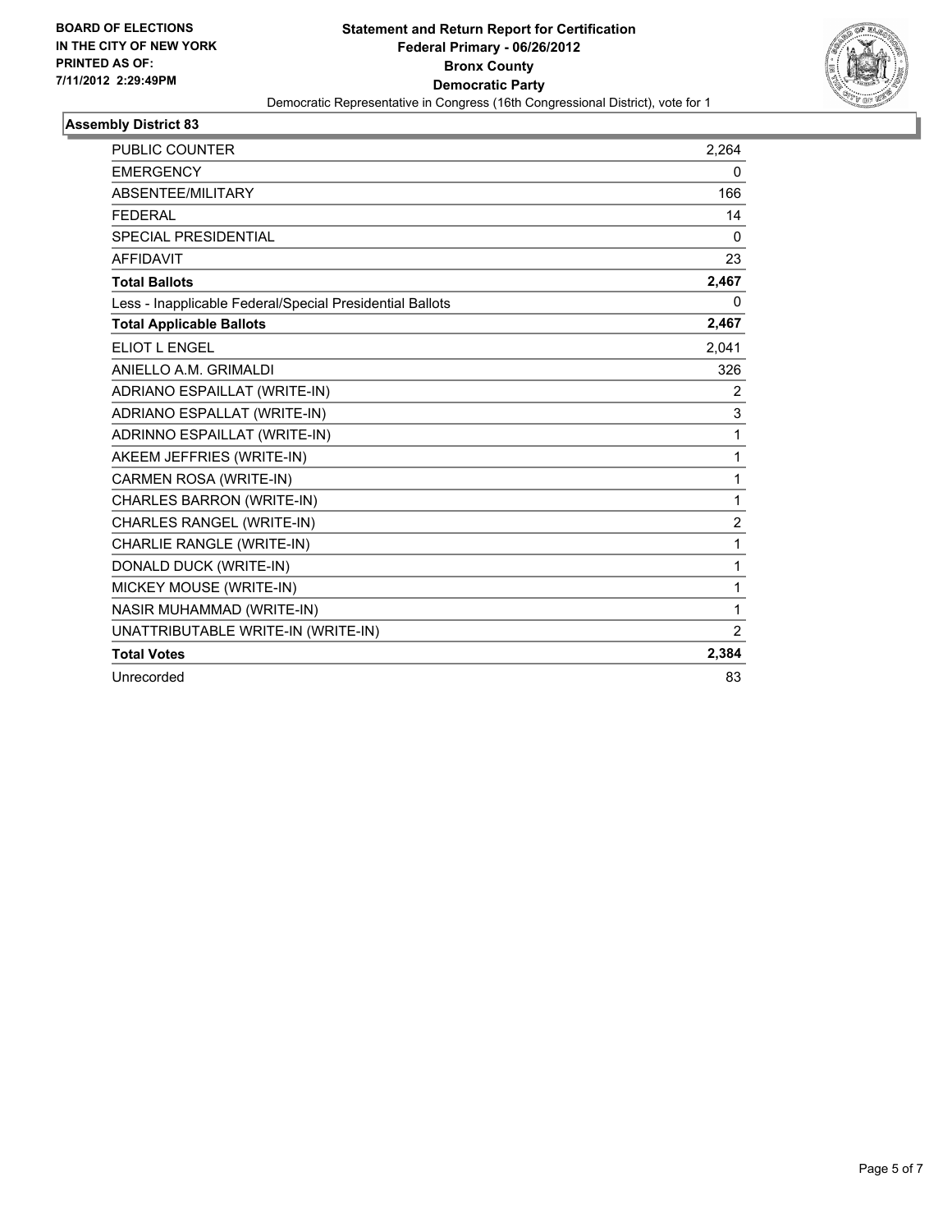**BOARD OF ELECTIONS IN THE CITY OF NEW YORK PRINTED AS OF: 7/11/2012 2:29:49PM**

**Statement and Return Report for Certification**
**Federal Primary - 06/26/2012**
**Bronx County**
**Democratic Party**
Democratic Representative in Congress (16th Congressional District), vote for 1

## Assembly District 83

| | |
|---|---|
| PUBLIC COUNTER | 2,264 |
| EMERGENCY | 0 |
| ABSENTEE/MILITARY | 166 |
| FEDERAL | 14 |
| SPECIAL PRESIDENTIAL | 0 |
| AFFIDAVIT | 23 |
| **Total Ballots** | **2,467** |
| Less - Inapplicable Federal/Special Presidential Ballots | 0 |
| **Total Applicable Ballots** | **2,467** |
| ELIOT L ENGEL | 2,041 |
| ANIELLO A.M. GRIMALDI | 326 |
| ADRIANO ESPAILLAT (WRITE-IN) | 2 |
| ADRIANO ESPALLAT (WRITE-IN) | 3 |
| ADRINNO ESPAILLAT (WRITE-IN) | 1 |
| AKEEM JEFFRIES (WRITE-IN) | 1 |
| CARMEN ROSA (WRITE-IN) | 1 |
| CHARLES BARRON (WRITE-IN) | 1 |
| CHARLES RANGEL (WRITE-IN) | 2 |
| CHARLIE RANGLE (WRITE-IN) | 1 |
| DONALD DUCK (WRITE-IN) | 1 |
| MICKEY MOUSE (WRITE-IN) | 1 |
| NASIR MUHAMMAD (WRITE-IN) | 1 |
| UNATTRIBUTABLE WRITE-IN (WRITE-IN) | 2 |
| **Total Votes** | **2,384** |
| Unrecorded | 83 |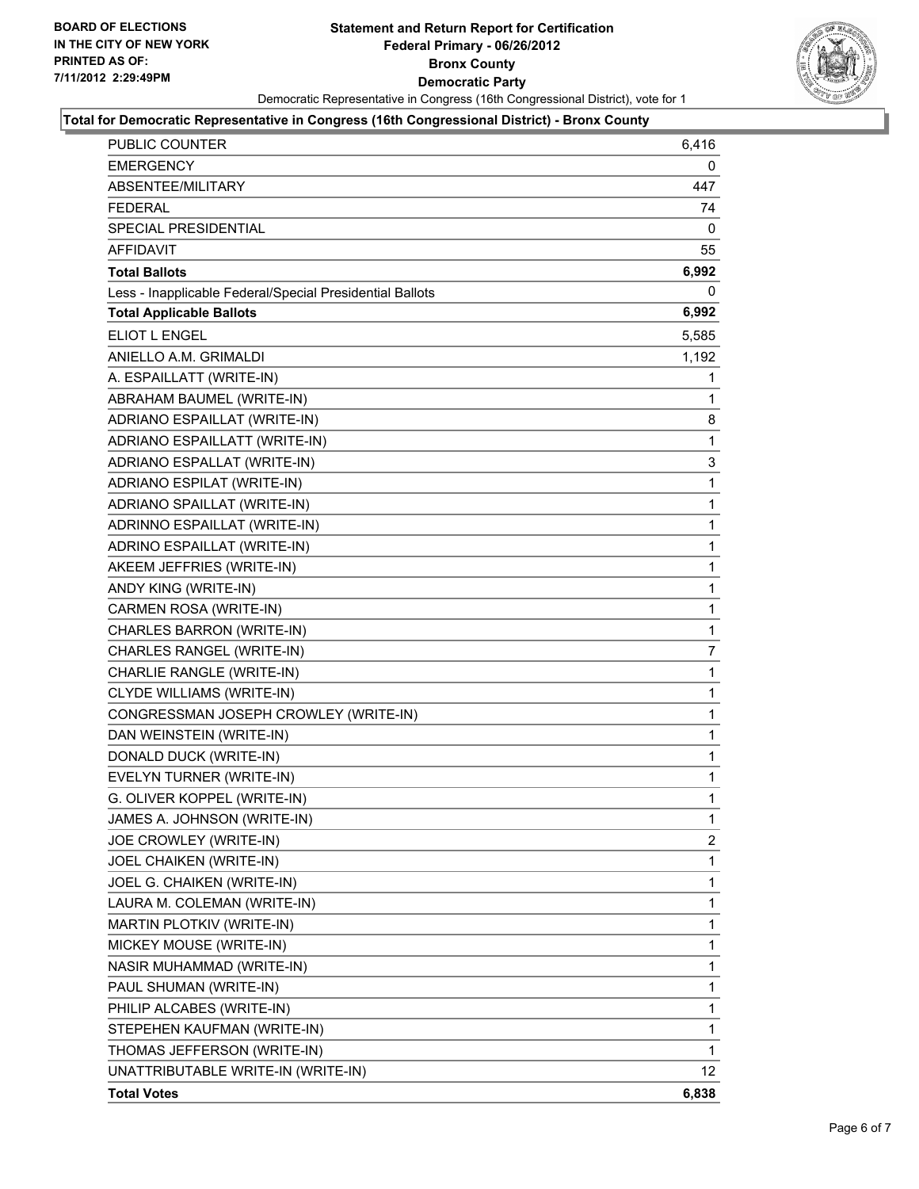BOARD OF ELECTIONS
IN THE CITY OF NEW YORK
PRINTED AS OF:
7/11/2012 2:29:49PM

# Statement and Return Report for Certification
## Federal Primary - 06/26/2012
## Bronx County
## Democratic Party

Democratic Representative in Congress (16th Congressional District), vote for 1

**Total for Democratic Representative in Congress (16th Congressional District) - Bronx County**

| | |
|---|---|
| PUBLIC COUNTER | 6,416 |
| EMERGENCY | 0 |
| ABSENTEE/MILITARY | 447 |
| FEDERAL | 74 |
| SPECIAL PRESIDENTIAL | 0 |
| AFFIDAVIT | 55 |
| **Total Ballots** | **6,992** |
| Less - Inapplicable Federal/Special Presidential Ballots | 0 |
| **Total Applicable Ballots** | **6,992** |
| ELIOT L ENGEL | 5,585 |
| ANIELLO A.M. GRIMALDI | 1,192 |
| A. ESPAILLATT (WRITE-IN) | 1 |
| ABRAHAM BAUMEL (WRITE-IN) | 1 |
| ADRIANO ESPAILLAT (WRITE-IN) | 8 |
| ADRIANO ESPAILLATT (WRITE-IN) | 1 |
| ADRIANO ESPALLAT (WRITE-IN) | 3 |
| ADRIANO ESPILAT (WRITE-IN) | 1 |
| ADRIANO SPAILLAT (WRITE-IN) | 1 |
| ADRINNO ESPAILLAT (WRITE-IN) | 1 |
| ADRINO ESPAILLAT (WRITE-IN) | 1 |
| AKEEM JEFFRIES (WRITE-IN) | 1 |
| ANDY KING (WRITE-IN) | 1 |
| CARMEN ROSA (WRITE-IN) | 1 |
| CHARLES BARRON (WRITE-IN) | 1 |
| CHARLES RANGEL (WRITE-IN) | 7 |
| CHARLIE RANGLE (WRITE-IN) | 1 |
| CLYDE WILLIAMS (WRITE-IN) | 1 |
| CONGRESSMAN JOSEPH CROWLEY (WRITE-IN) | 1 |
| DAN WEINSTEIN (WRITE-IN) | 1 |
| DONALD DUCK (WRITE-IN) | 1 |
| EVELYN TURNER (WRITE-IN) | 1 |
| G. OLIVER KOPPEL (WRITE-IN) | 1 |
| JAMES A. JOHNSON (WRITE-IN) | 1 |
| JOE CROWLEY (WRITE-IN) | 2 |
| JOEL CHAIKEN (WRITE-IN) | 1 |
| JOEL G. CHAIKEN (WRITE-IN) | 1 |
| LAURA M. COLEMAN (WRITE-IN) | 1 |
| MARTIN PLOTKIV (WRITE-IN) | 1 |
| MICKEY MOUSE (WRITE-IN) | 1 |
| NASIR MUHAMMAD (WRITE-IN) | 1 |
| PAUL SHUMAN (WRITE-IN) | 1 |
| PHILIP ALCABES (WRITE-IN) | 1 |
| STEPEHEN KAUFMAN (WRITE-IN) | 1 |
| THOMAS JEFFERSON (WRITE-IN) | 1 |
| UNATTRIBUTABLE WRITE-IN (WRITE-IN) | 12 |
| **Total Votes** | **6,838** |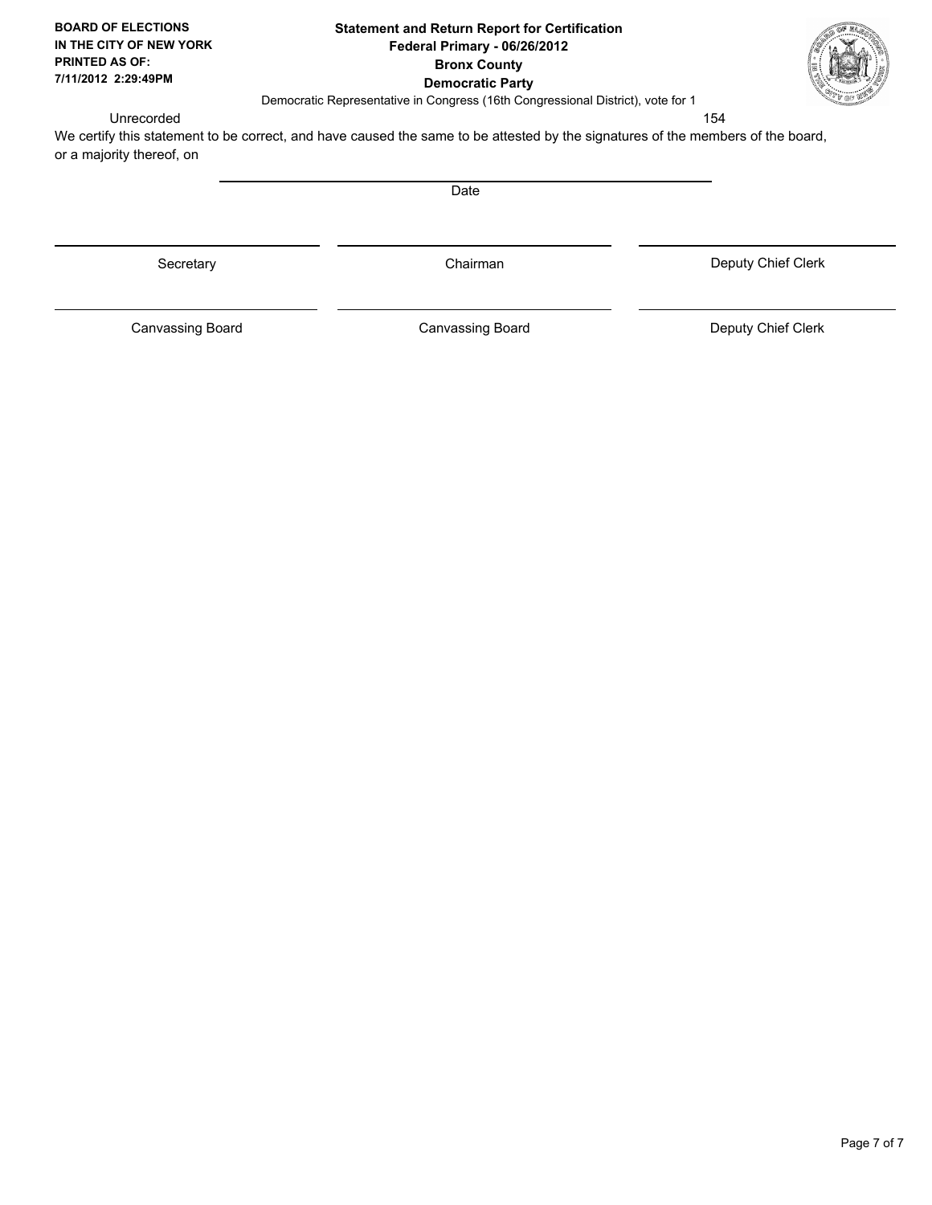**BOARD OF ELECTIONS IN THE CITY OF NEW YORK PRINTED AS OF: 7/11/2012 2:29:49PM**

**Statement and Return Report for Certification**
**Federal Primary - 06/26/2012**
**Bronx County**
**Democratic Party**

Democratic Representative in Congress (16th Congressional District), vote for 1

| | |
|---|---|
| Unrecorded | 154 |

We certify this statement to be correct, and have caused the same to be attested by the signatures of the members of the board, or a majority thereof, on

\_\_\_\_\_\_\_\_\_\_\_\_\_\_\_\_\_\_\_\_\_\_\_\_\_\_\_\_
Date

| | | |
|---|---|---|
| Secretary | Chairman | Deputy Chief Clerk |
| Canvassing Board | Canvassing Board | Deputy Chief Clerk |